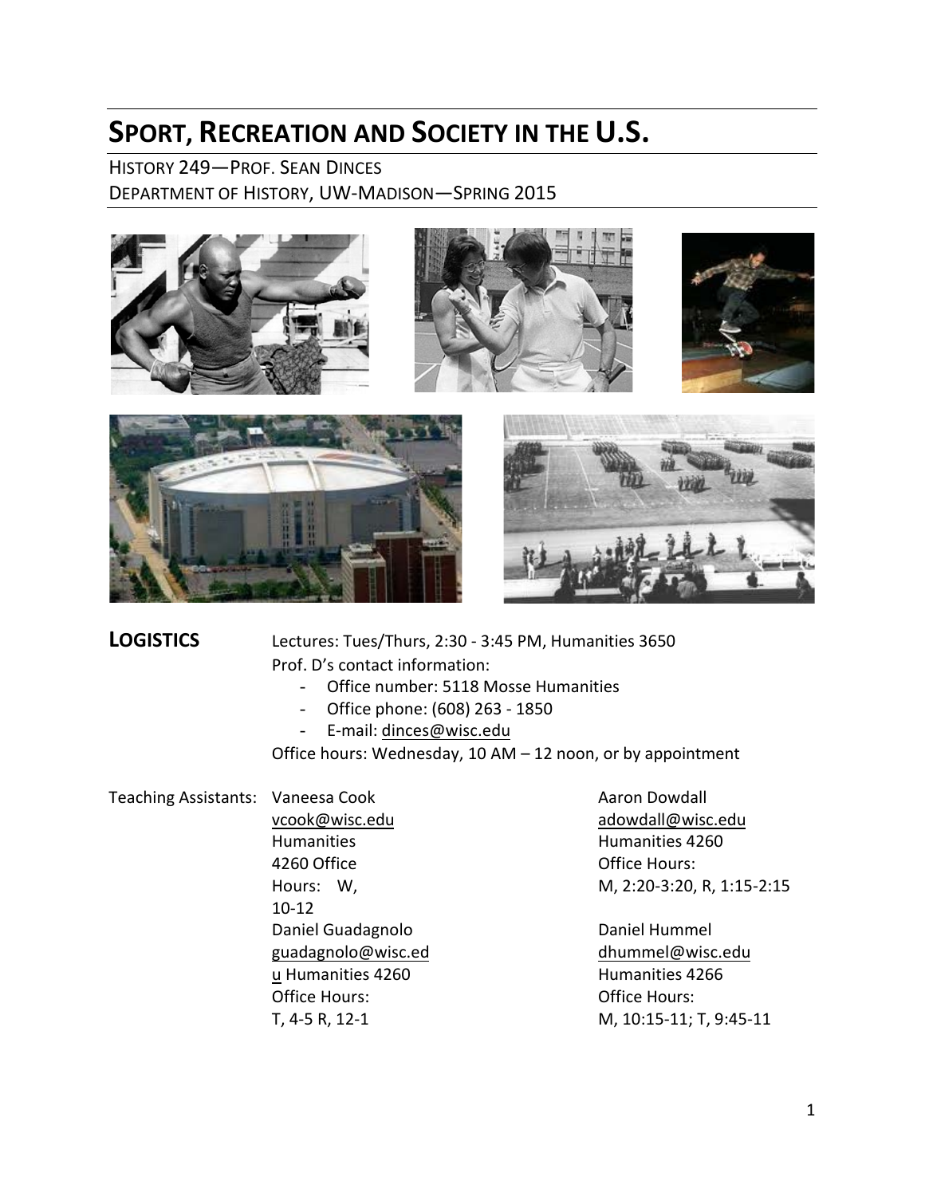# SPORT, RECREATION AND SOCIETY IN THE U.S.

HISTORY 249—PROF. SEAN DINCES
DEPARTMENT OF HISTORY, UW-MADISON—SPRING 2015

## LOGISTICS

Lectures: Tues/Thurs, 2:30 - 3:45 PM, Humanities 3650

Prof. D's contact information:

- Office number: 5118 Mosse Humanities
- Office phone: (608) 263 - 1850
- E-mail: dinces@wisc.edu

Office hours: Wednesday, 10 AM – 12 noon, or by appointment

Teaching Assistants:

Vaneesa Cook
vcook@wisc.edu
Humanities 4260 Office
Hours: W, 10-12

Aaron Dowdall
adowdall@wisc.edu
Humanities 4260
Office Hours:
M, 2:20-3:20, R, 1:15-2:15

Daniel Guadagnolo
guadagnolo@wisc.edu Humanities 4260
Office Hours:
T, 4-5 R, 12-1

Daniel Hummel
dhummel@wisc.edu
Humanities 4266
Office Hours:
M, 10:15-11; T, 9:45-11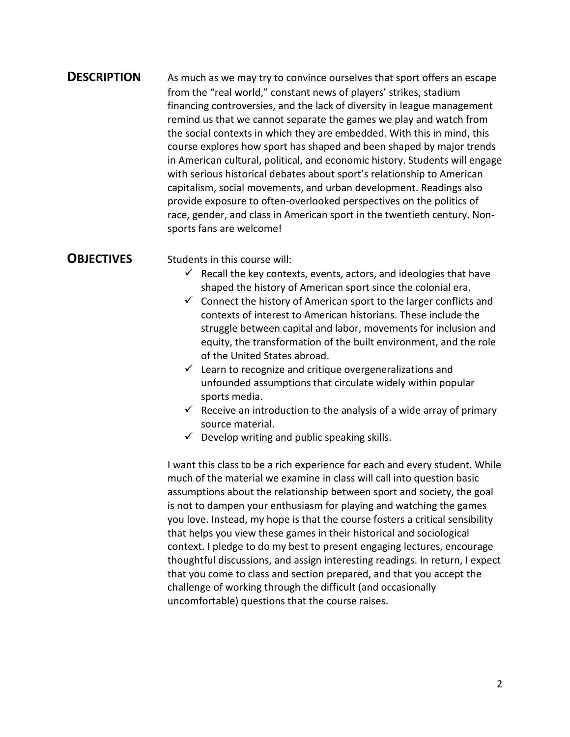## DESCRIPTION

As much as we may try to convince ourselves that sport offers an escape from the "real world," constant news of players' strikes, stadium financing controversies, and the lack of diversity in league management remind us that we cannot separate the games we play and watch from the social contexts in which they are embedded. With this in mind, this course explores how sport has shaped and been shaped by major trends in American cultural, political, and economic history. Students will engage with serious historical debates about sport's relationship to American capitalism, social movements, and urban development. Readings also provide exposure to often-overlooked perspectives on the politics of race, gender, and class in American sport in the twentieth century. Non-sports fans are welcome!

## OBJECTIVES

Students in this course will:

- ✓ Recall the key contexts, events, actors, and ideologies that have shaped the history of American sport since the colonial era.
- ✓ Connect the history of American sport to the larger conflicts and contexts of interest to American historians. These include the struggle between capital and labor, movements for inclusion and equity, the transformation of the built environment, and the role of the United States abroad.
- ✓ Learn to recognize and critique overgeneralizations and unfounded assumptions that circulate widely within popular sports media.
- ✓ Receive an introduction to the analysis of a wide array of primary source material.
- ✓ Develop writing and public speaking skills.

I want this class to be a rich experience for each and every student. While much of the material we examine in class will call into question basic assumptions about the relationship between sport and society, the goal is not to dampen your enthusiasm for playing and watching the games you love. Instead, my hope is that the course fosters a critical sensibility that helps you view these games in their historical and sociological context. I pledge to do my best to present engaging lectures, encourage thoughtful discussions, and assign interesting readings. In return, I expect that you come to class and section prepared, and that you accept the challenge of working through the difficult (and occasionally uncomfortable) questions that the course raises.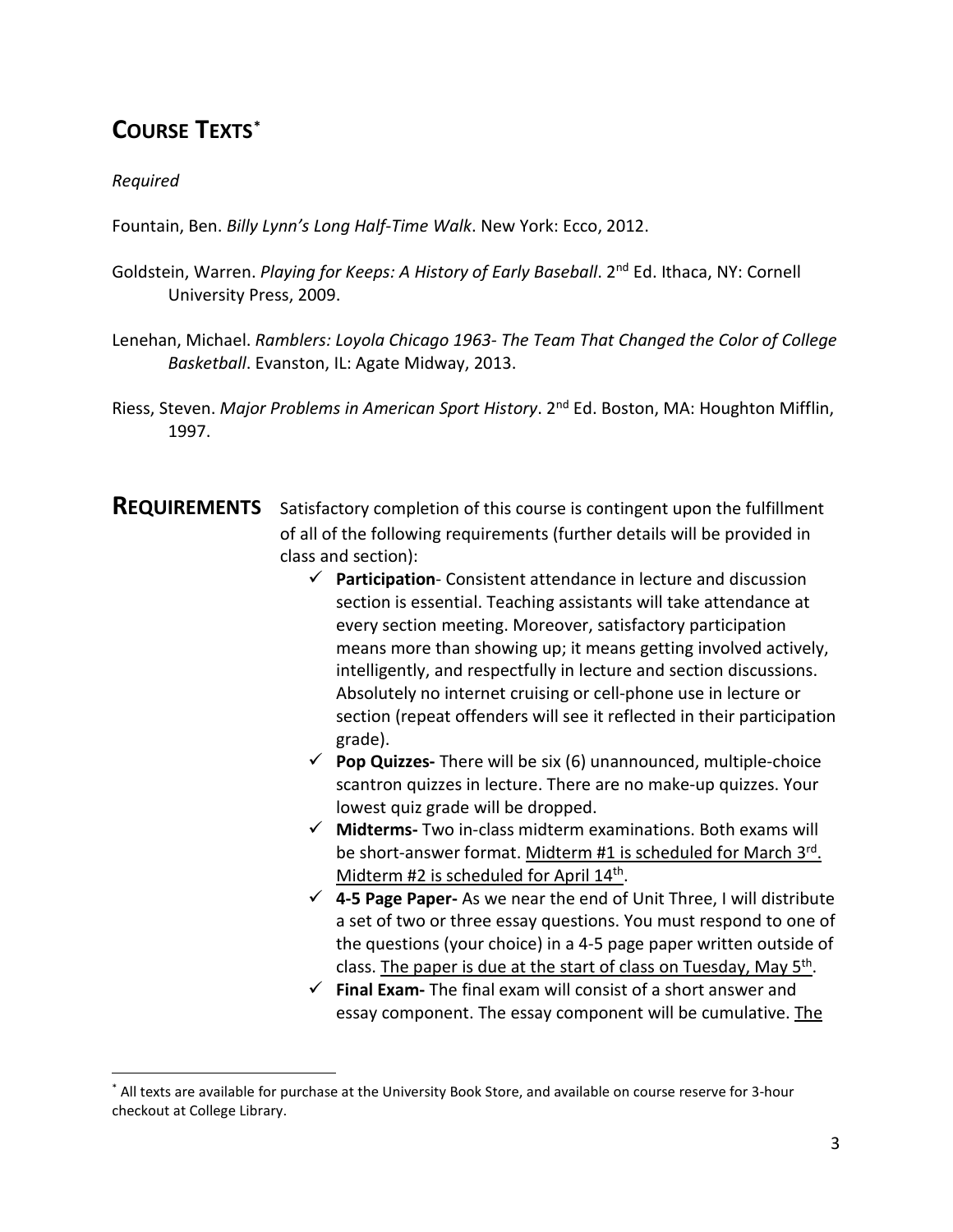## COURSE TEXTS*

*Required*

Fountain, Ben. *Billy Lynn's Long Half-Time Walk*. New York: Ecco, 2012.

Goldstein, Warren. *Playing for Keeps: A History of Early Baseball*. 2nd Ed. Ithaca, NY: Cornell University Press, 2009.

Lenehan, Michael. *Ramblers: Loyola Chicago 1963- The Team That Changed the Color of College Basketball*. Evanston, IL: Agate Midway, 2013.

Riess, Steven. *Major Problems in American Sport History*. 2nd Ed. Boston, MA: Houghton Mifflin, 1997.

## REQUIREMENTS

Satisfactory completion of this course is contingent upon the fulfillment of all of the following requirements (further details will be provided in class and section):

- ✓ **Participation**- Consistent attendance in lecture and discussion section is essential. Teaching assistants will take attendance at every section meeting. Moreover, satisfactory participation means more than showing up; it means getting involved actively, intelligently, and respectfully in lecture and section discussions. Absolutely no internet cruising or cell-phone use in lecture or section (repeat offenders will see it reflected in their participation grade).
- ✓ **Pop Quizzes-** There will be six (6) unannounced, multiple-choice scantron quizzes in lecture. There are no make-up quizzes. Your lowest quiz grade will be dropped.
- ✓ **Midterms-** Two in-class midterm examinations. Both exams will be short-answer format. Midterm #1 is scheduled for March 3rd. Midterm #2 is scheduled for April 14th.
- ✓ **4-5 Page Paper-** As we near the end of Unit Three, I will distribute a set of two or three essay questions. You must respond to one of the questions (your choice) in a 4-5 page paper written outside of class. The paper is due at the start of class on Tuesday, May 5th.
- ✓ **Final Exam-** The final exam will consist of a short answer and essay component. The essay component will be cumulative. The

\* All texts are available for purchase at the University Book Store, and available on course reserve for 3-hour checkout at College Library.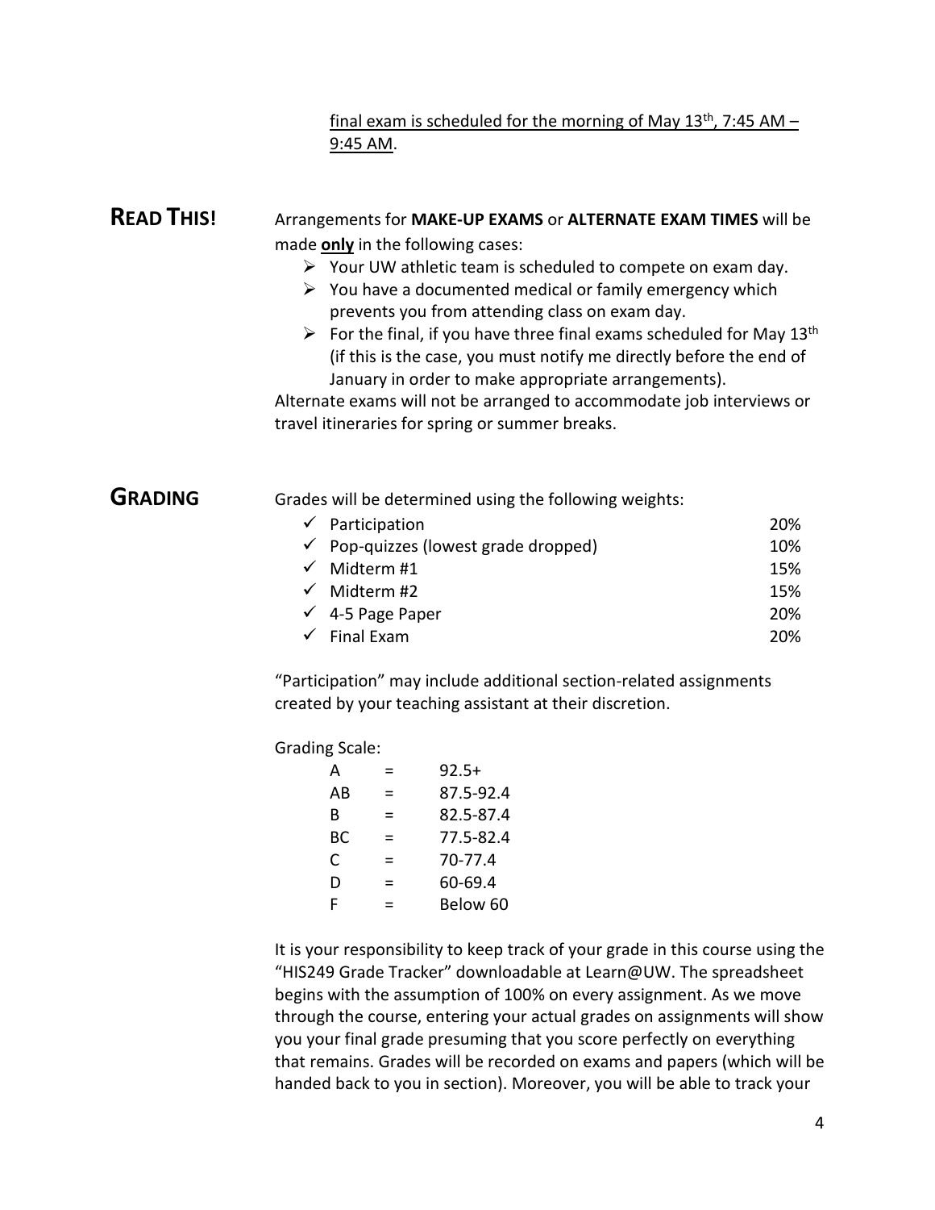final exam is scheduled for the morning of May 13th, 7:45 AM – 9:45 AM.

## READ THIS!

Arrangements for **MAKE-UP EXAMS** or **ALTERNATE EXAM TIMES** will be made **only** in the following cases:

- Your UW athletic team is scheduled to compete on exam day.
- You have a documented medical or family emergency which prevents you from attending class on exam day.
- For the final, if you have three final exams scheduled for May 13th (if this is the case, you must notify me directly before the end of January in order to make appropriate arrangements).

Alternate exams will not be arranged to accommodate job interviews or travel itineraries for spring or summer breaks.

## GRADING

Grades will be determined using the following weights:

| Component | Weight |
|---|---|
| ✓ Participation | 20% |
| ✓ Pop-quizzes (lowest grade dropped) | 10% |
| ✓ Midterm #1 | 15% |
| ✓ Midterm #2 | 15% |
| ✓ 4-5 Page Paper | 20% |
| ✓ Final Exam | 20% |

"Participation" may include additional section-related assignments created by your teaching assistant at their discretion.

Grading Scale:

| Grade | | Range |
|---|---|---|
| A | = | 92.5+ |
| AB | = | 87.5-92.4 |
| B | = | 82.5-87.4 |
| BC | = | 77.5-82.4 |
| C | = | 70-77.4 |
| D | = | 60-69.4 |
| F | = | Below 60 |

It is your responsibility to keep track of your grade in this course using the "HIS249 Grade Tracker" downloadable at Learn@UW. The spreadsheet begins with the assumption of 100% on every assignment. As we move through the course, entering your actual grades on assignments will show you your final grade presuming that you score perfectly on everything that remains. Grades will be recorded on exams and papers (which will be handed back to you in section). Moreover, you will be able to track your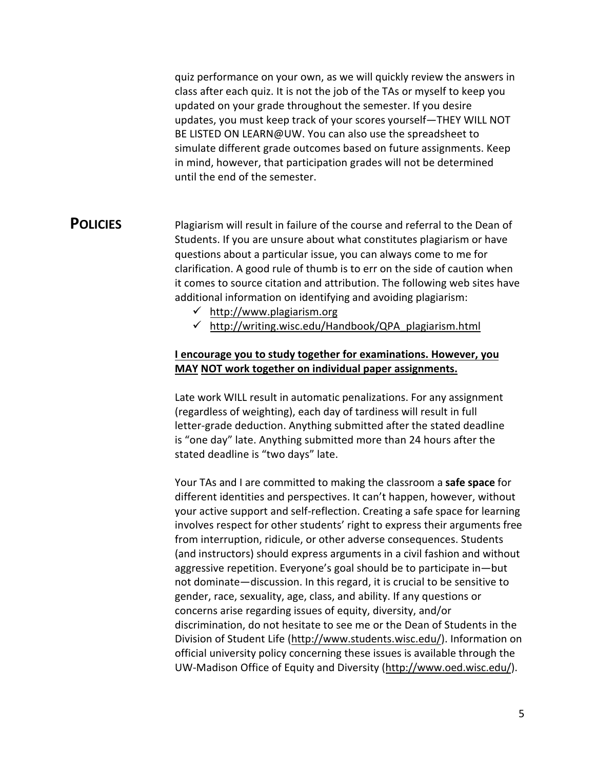quiz performance on your own, as we will quickly review the answers in class after each quiz. It is not the job of the TAs or myself to keep you updated on your grade throughout the semester. If you desire updates, you must keep track of your scores yourself—THEY WILL NOT BE LISTED ON LEARN@UW. You can also use the spreadsheet to simulate different grade outcomes based on future assignments. Keep in mind, however, that participation grades will not be determined until the end of the semester.

## POLICIES

Plagiarism will result in failure of the course and referral to the Dean of Students. If you are unsure about what constitutes plagiarism or have questions about a particular issue, you can always come to me for clarification. A good rule of thumb is to err on the side of caution when it comes to source citation and attribution. The following web sites have additional information on identifying and avoiding plagiarism:

- ✓ http://www.plagiarism.org
- ✓ http://writing.wisc.edu/Handbook/QPA_plagiarism.html

**I encourage you to study together for examinations. However, you MAY NOT work together on individual paper assignments.**

Late work WILL result in automatic penalizations. For any assignment (regardless of weighting), each day of tardiness will result in full letter-grade deduction. Anything submitted after the stated deadline is "one day" late. Anything submitted more than 24 hours after the stated deadline is "two days" late.

Your TAs and I are committed to making the classroom a **safe space** for different identities and perspectives. It can't happen, however, without your active support and self-reflection. Creating a safe space for learning involves respect for other students' right to express their arguments free from interruption, ridicule, or other adverse consequences. Students (and instructors) should express arguments in a civil fashion and without aggressive repetition. Everyone's goal should be to participate in—but not dominate—discussion. In this regard, it is crucial to be sensitive to gender, race, sexuality, age, class, and ability. If any questions or concerns arise regarding issues of equity, diversity, and/or discrimination, do not hesitate to see me or the Dean of Students in the Division of Student Life (http://www.students.wisc.edu/). Information on official university policy concerning these issues is available through the UW-Madison Office of Equity and Diversity (http://www.oed.wisc.edu/).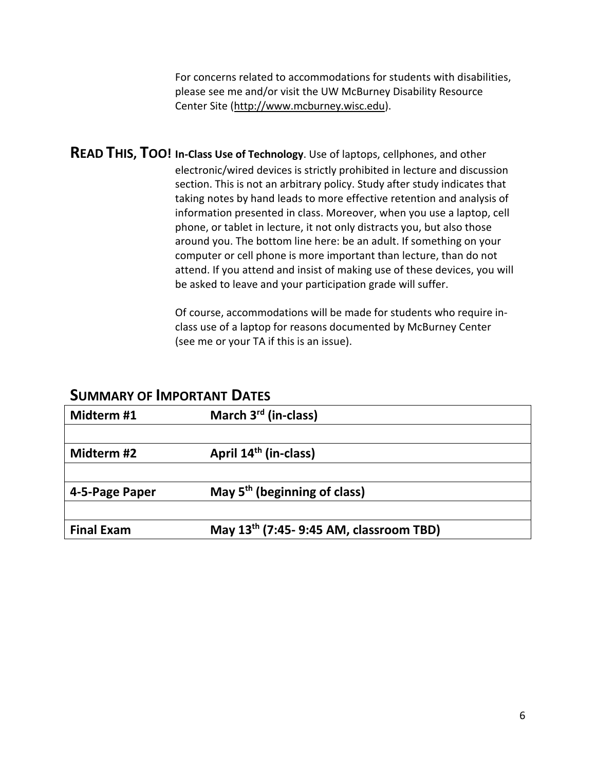For concerns related to accommodations for students with disabilities, please see me and/or visit the UW McBurney Disability Resource Center Site (http://www.mcburney.wisc.edu).

## READ THIS, TOO!

**In-Class Use of Technology**. Use of laptops, cellphones, and other electronic/wired devices is strictly prohibited in lecture and discussion section. This is not an arbitrary policy. Study after study indicates that taking notes by hand leads to more effective retention and analysis of information presented in class. Moreover, when you use a laptop, cell phone, or tablet in lecture, it not only distracts you, but also those around you. The bottom line here: be an adult. If something on your computer or cell phone is more important than lecture, than do not attend. If you attend and insist of making use of these devices, you will be asked to leave and your participation grade will suffer.

Of course, accommodations will be made for students who require in-class use of a laptop for reasons documented by McBurney Center (see me or your TA if this is an issue).

## SUMMARY OF IMPORTANT DATES

| | |
|---|---|
| **Midterm #1** | **March 3rd (in-class)** |
| | |
| **Midterm #2** | **April 14th (in-class)** |
| | |
| **4-5-Page Paper** | **May 5th (beginning of class)** |
| | |
| **Final Exam** | **May 13th (7:45- 9:45 AM, classroom TBD)** |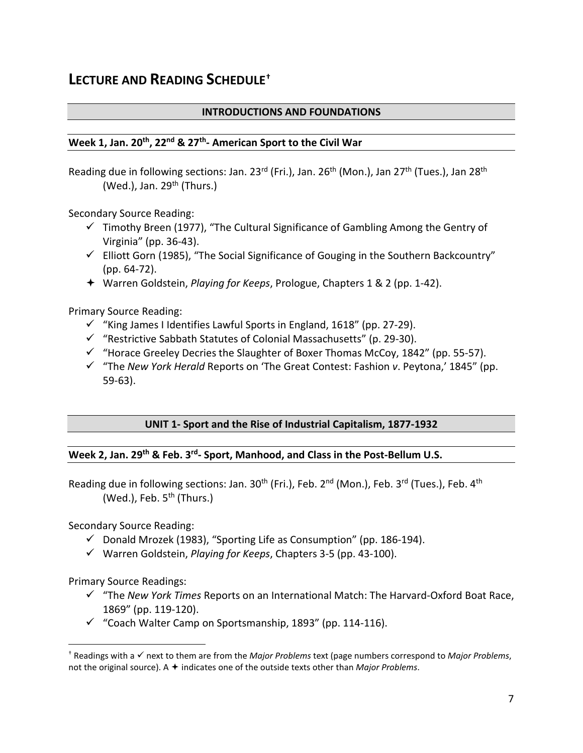# Lecture and Reading Schedule[†]

## INTRODUCTIONS AND FOUNDATIONS

### Week 1, Jan. 20th, 22nd & 27th- American Sport to the Civil War

Reading due in following sections: Jan. 23rd (Fri.), Jan. 26th (Mon.), Jan 27th (Tues.), Jan 28th (Wed.), Jan. 29th (Thurs.)

Secondary Source Reading:

- ✓ Timothy Breen (1977), "The Cultural Significance of Gambling Among the Gentry of Virginia" (pp. 36-43).
- ✓ Elliott Gorn (1985), "The Social Significance of Gouging in the Southern Backcountry" (pp. 64-72).
- ✦ Warren Goldstein, *Playing for Keeps*, Prologue, Chapters 1 & 2 (pp. 1-42).

Primary Source Reading:

- ✓ "King James I Identifies Lawful Sports in England, 1618" (pp. 27-29).
- ✓ "Restrictive Sabbath Statutes of Colonial Massachusetts" (p. 29-30).
- ✓ "Horace Greeley Decries the Slaughter of Boxer Thomas McCoy, 1842" (pp. 55-57).
- ✓ "The *New York Herald* Reports on 'The Great Contest: Fashion *v*. Peytona,' 1845" (pp. 59-63).

## UNIT 1- Sport and the Rise of Industrial Capitalism, 1877-1932

### Week 2, Jan. 29th & Feb. 3rd- Sport, Manhood, and Class in the Post-Bellum U.S.

Reading due in following sections: Jan. 30th (Fri.), Feb. 2nd (Mon.), Feb. 3rd (Tues.), Feb. 4th (Wed.), Feb. 5th (Thurs.)

Secondary Source Reading:

- ✓ Donald Mrozek (1983), "Sporting Life as Consumption" (pp. 186-194).
- ✓ Warren Goldstein, *Playing for Keeps*, Chapters 3-5 (pp. 43-100).

Primary Source Readings:

- ✓ "The *New York Times* Reports on an International Match: The Harvard-Oxford Boat Race, 1869" (pp. 119-120).
- ✓ "Coach Walter Camp on Sportsmanship, 1893" (pp. 114-116).

---

[†] Readings with a ✓ next to them are from the *Major Problems* text (page numbers correspond to *Major Problems*, not the original source). A ✦ indicates one of the outside texts other than *Major Problems*.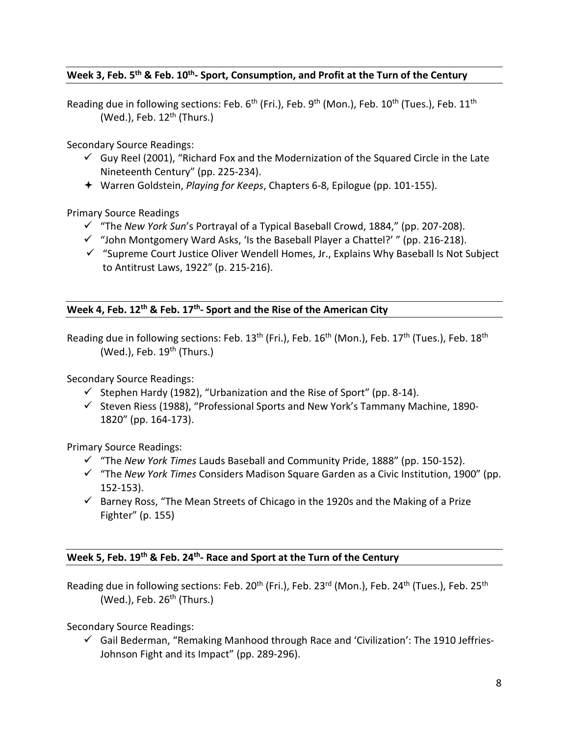### Week 3, Feb. 5th & Feb. 10th- Sport, Consumption, and Profit at the Turn of the Century

Reading due in following sections: Feb. 6th (Fri.), Feb. 9th (Mon.), Feb. 10th (Tues.), Feb. 11th (Wed.), Feb. 12th (Thurs.)

Secondary Source Readings:

- ✓ Guy Reel (2001), "Richard Fox and the Modernization of the Squared Circle in the Late Nineteenth Century" (pp. 225-234).
- ✦ Warren Goldstein, *Playing for Keeps*, Chapters 6-8, Epilogue (pp. 101-155).

Primary Source Readings

- ✓ "The *New York Sun*'s Portrayal of a Typical Baseball Crowd, 1884," (pp. 207-208).
- ✓ "John Montgomery Ward Asks, 'Is the Baseball Player a Chattel?' " (pp. 216-218).
- ✓ "Supreme Court Justice Oliver Wendell Homes, Jr., Explains Why Baseball Is Not Subject to Antitrust Laws, 1922" (p. 215-216).

### Week 4, Feb. 12th & Feb. 17th- Sport and the Rise of the American City

Reading due in following sections: Feb. 13th (Fri.), Feb. 16th (Mon.), Feb. 17th (Tues.), Feb. 18th (Wed.), Feb. 19th (Thurs.)

Secondary Source Readings:

- ✓ Stephen Hardy (1982), "Urbanization and the Rise of Sport" (pp. 8-14).
- ✓ Steven Riess (1988), "Professional Sports and New York's Tammany Machine, 1890-1820" (pp. 164-173).

Primary Source Readings:

- ✓ "The *New York Times* Lauds Baseball and Community Pride, 1888" (pp. 150-152).
- ✓ "The *New York Times* Considers Madison Square Garden as a Civic Institution, 1900" (pp. 152-153).
- ✓ Barney Ross, "The Mean Streets of Chicago in the 1920s and the Making of a Prize Fighter" (p. 155)

### Week 5, Feb. 19th & Feb. 24th- Race and Sport at the Turn of the Century

Reading due in following sections: Feb. 20th (Fri.), Feb. 23rd (Mon.), Feb. 24th (Tues.), Feb. 25th (Wed.), Feb. 26th (Thurs.)

Secondary Source Readings:

- ✓ Gail Bederman, "Remaking Manhood through Race and 'Civilization': The 1910 Jeffries-Johnson Fight and its Impact" (pp. 289-296).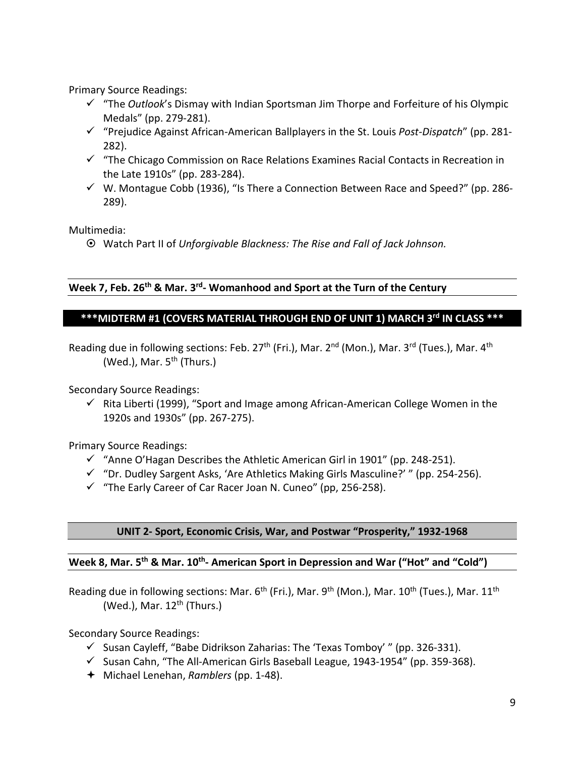Primary Source Readings:

- ✓ "The *Outlook*'s Dismay with Indian Sportsman Jim Thorpe and Forfeiture of his Olympic Medals" (pp. 279-281).
- ✓ "Prejudice Against African-American Ballplayers in the St. Louis *Post-Dispatch*" (pp. 281-282).
- ✓ "The Chicago Commission on Race Relations Examines Racial Contacts in Recreation in the Late 1910s" (pp. 283-284).
- ✓ W. Montague Cobb (1936), "Is There a Connection Between Race and Speed?" (pp. 286-289).

Multimedia:

- ⊙ Watch Part II of *Unforgivable Blackness: The Rise and Fall of Jack Johnson.*

### Week 7, Feb. 26th & Mar. 3rd- Womanhood and Sport at the Turn of the Century

**\*\*\*MIDTERM #1 (COVERS MATERIAL THROUGH END OF UNIT 1) MARCH 3rd IN CLASS \*\*\***

Reading due in following sections: Feb. 27th (Fri.), Mar. 2nd (Mon.), Mar. 3rd (Tues.), Mar. 4th (Wed.), Mar. 5th (Thurs.)

Secondary Source Readings:

- ✓ Rita Liberti (1999), "Sport and Image among African-American College Women in the 1920s and 1930s" (pp. 267-275).

Primary Source Readings:

- ✓ "Anne O'Hagan Describes the Athletic American Girl in 1901" (pp. 248-251).
- ✓ "Dr. Dudley Sargent Asks, 'Are Athletics Making Girls Masculine?' " (pp. 254-256).
- ✓ "The Early Career of Car Racer Joan N. Cuneo" (pp, 256-258).

## UNIT 2- Sport, Economic Crisis, War, and Postwar "Prosperity," 1932-1968

### Week 8, Mar. 5th & Mar. 10th- American Sport in Depression and War ("Hot" and "Cold")

Reading due in following sections: Mar. 6th (Fri.), Mar. 9th (Mon.), Mar. 10th (Tues.), Mar. 11th (Wed.), Mar. 12th (Thurs.)

Secondary Source Readings:

- ✓ Susan Cayleff, "Babe Didrikson Zaharias: The 'Texas Tomboy' " (pp. 326-331).
- ✓ Susan Cahn, "The All-American Girls Baseball League, 1943-1954" (pp. 359-368).
- ✦ Michael Lenehan, *Ramblers* (pp. 1-48).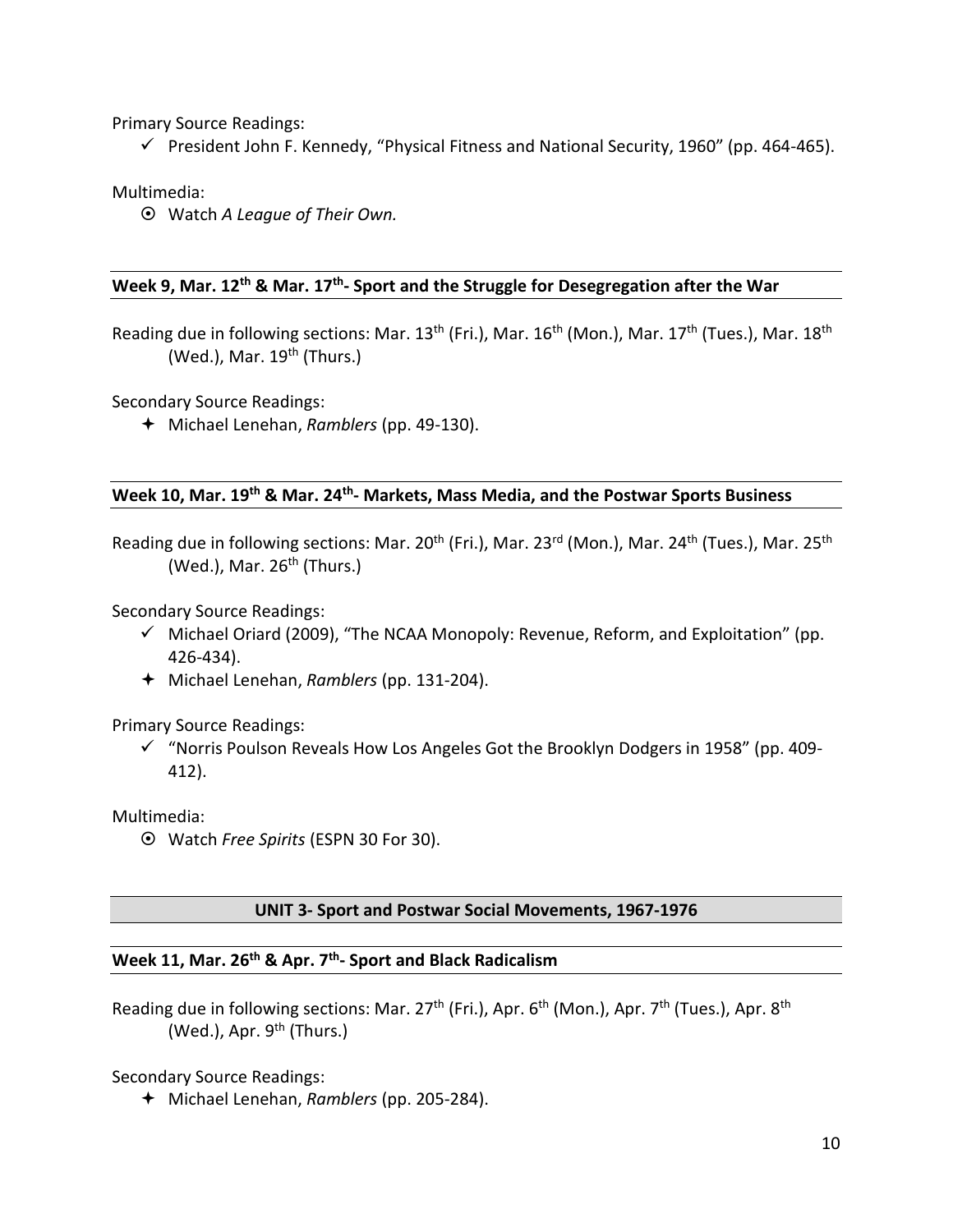Primary Source Readings:

- ✓ President John F. Kennedy, "Physical Fitness and National Security, 1960" (pp. 464-465).

Multimedia:

- ⊙ Watch *A League of Their Own.*

### Week 9, Mar. 12th & Mar. 17th- Sport and the Struggle for Desegregation after the War

Reading due in following sections: Mar. 13th (Fri.), Mar. 16th (Mon.), Mar. 17th (Tues.), Mar. 18th (Wed.), Mar. 19th (Thurs.)

Secondary Source Readings:

- ✦ Michael Lenehan, *Ramblers* (pp. 49-130).

### Week 10, Mar. 19th & Mar. 24th- Markets, Mass Media, and the Postwar Sports Business

Reading due in following sections: Mar. 20th (Fri.), Mar. 23rd (Mon.), Mar. 24th (Tues.), Mar. 25th (Wed.), Mar. 26th (Thurs.)

Secondary Source Readings:

- ✓ Michael Oriard (2009), "The NCAA Monopoly: Revenue, Reform, and Exploitation" (pp. 426-434).
- ✦ Michael Lenehan, *Ramblers* (pp. 131-204).

Primary Source Readings:

- ✓ "Norris Poulson Reveals How Los Angeles Got the Brooklyn Dodgers in 1958" (pp. 409-412).

Multimedia:

- ⊙ Watch *Free Spirits* (ESPN 30 For 30).

## UNIT 3- Sport and Postwar Social Movements, 1967-1976

### Week 11, Mar. 26th & Apr. 7th- Sport and Black Radicalism

Reading due in following sections: Mar. 27th (Fri.), Apr. 6th (Mon.), Apr. 7th (Tues.), Apr. 8th (Wed.), Apr. 9th (Thurs.)

Secondary Source Readings:

- ✦ Michael Lenehan, *Ramblers* (pp. 205-284).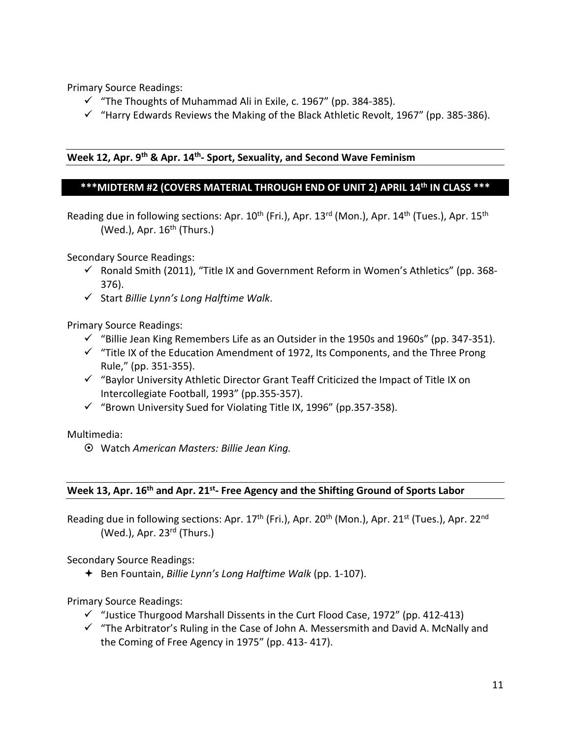Primary Source Readings:

- ✓ "The Thoughts of Muhammad Ali in Exile, c. 1967" (pp. 384-385).
- ✓ "Harry Edwards Reviews the Making of the Black Athletic Revolt, 1967" (pp. 385-386).

## Week 12, Apr. 9th & Apr. 14th- Sport, Sexuality, and Second Wave Feminism

**\*\*\*MIDTERM #2 (COVERS MATERIAL THROUGH END OF UNIT 2) APRIL 14th IN CLASS \*\*\***

Reading due in following sections: Apr. 10th (Fri.), Apr. 13rd (Mon.), Apr. 14th (Tues.), Apr. 15th (Wed.), Apr. 16th (Thurs.)

Secondary Source Readings:

- ✓ Ronald Smith (2011), "Title IX and Government Reform in Women's Athletics" (pp. 368-376).
- ✓ Start *Billie Lynn's Long Halftime Walk*.

Primary Source Readings:

- ✓ "Billie Jean King Remembers Life as an Outsider in the 1950s and 1960s" (pp. 347-351).
- ✓ "Title IX of the Education Amendment of 1972, Its Components, and the Three Prong Rule," (pp. 351-355).
- ✓ "Baylor University Athletic Director Grant Teaff Criticized the Impact of Title IX on Intercollegiate Football, 1993" (pp.355-357).
- ✓ "Brown University Sued for Violating Title IX, 1996" (pp.357-358).

Multimedia:

- ⊙ Watch *American Masters: Billie Jean King.*

## Week 13, Apr. 16th and Apr. 21st- Free Agency and the Shifting Ground of Sports Labor

Reading due in following sections: Apr. 17th (Fri.), Apr. 20th (Mon.), Apr. 21st (Tues.), Apr. 22nd (Wed.), Apr. 23rd (Thurs.)

Secondary Source Readings:

- ✦ Ben Fountain, *Billie Lynn's Long Halftime Walk* (pp. 1-107).

Primary Source Readings:

- ✓ "Justice Thurgood Marshall Dissents in the Curt Flood Case, 1972" (pp. 412-413)
- ✓ "The Arbitrator's Ruling in the Case of John A. Messersmith and David A. McNally and the Coming of Free Agency in 1975" (pp. 413- 417).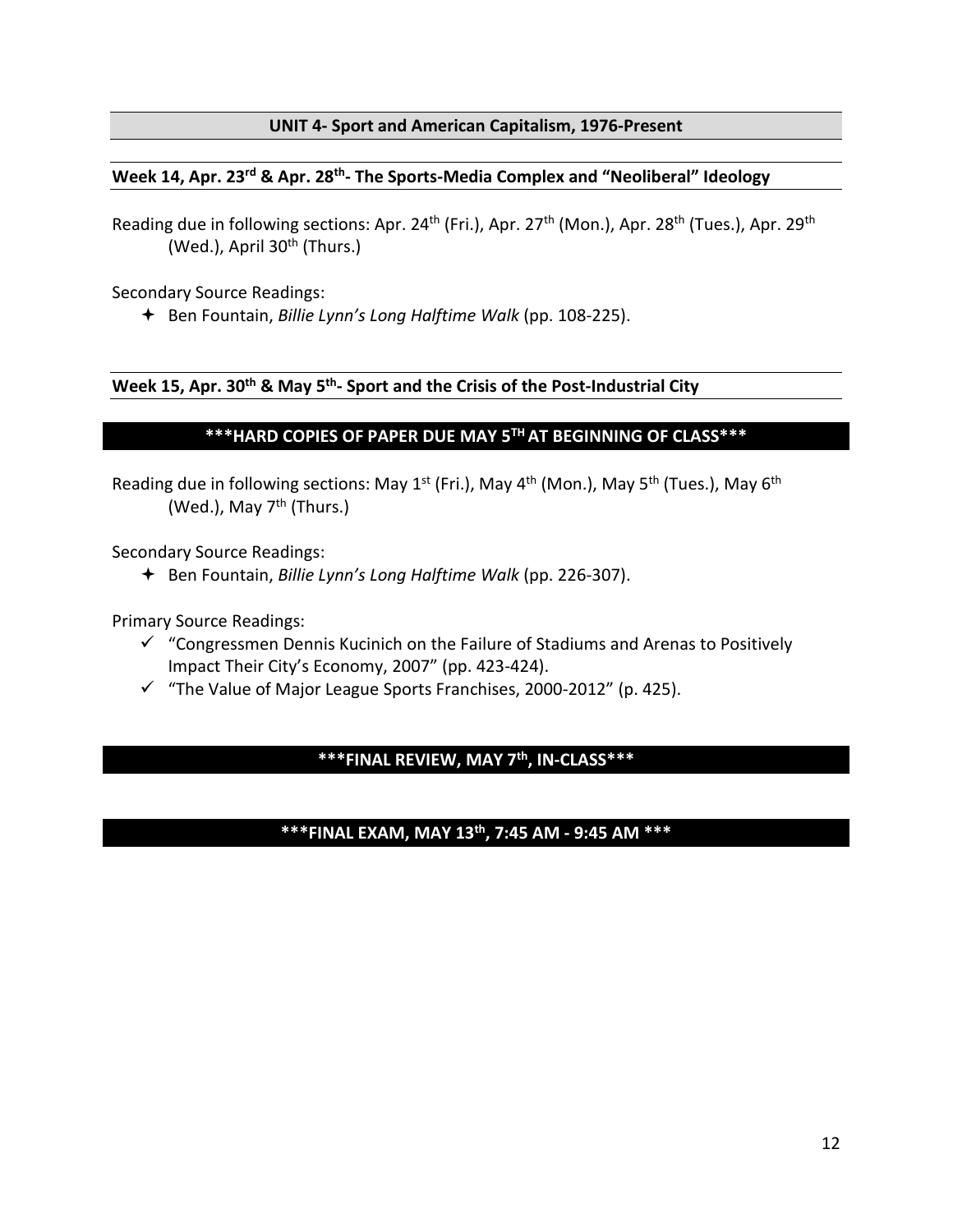## UNIT 4- Sport and American Capitalism, 1976-Present

### Week 14, Apr. 23rd & Apr. 28th- The Sports-Media Complex and "Neoliberal" Ideology

Reading due in following sections: Apr. 24th (Fri.), Apr. 27th (Mon.), Apr. 28th (Tues.), Apr. 29th (Wed.), April 30th (Thurs.)

Secondary Source Readings:

- Ben Fountain, *Billie Lynn's Long Halftime Walk* (pp. 108-225).

### Week 15, Apr. 30th & May 5th- Sport and the Crisis of the Post-Industrial City

**\*\*\*HARD COPIES OF PAPER DUE MAY 5TH AT BEGINNING OF CLASS\*\*\***

Reading due in following sections: May 1st (Fri.), May 4th (Mon.), May 5th (Tues.), May 6th (Wed.), May 7th (Thurs.)

Secondary Source Readings:

- Ben Fountain, *Billie Lynn's Long Halftime Walk* (pp. 226-307).

Primary Source Readings:

- "Congressmen Dennis Kucinich on the Failure of Stadiums and Arenas to Positively Impact Their City's Economy, 2007" (pp. 423-424).
- "The Value of Major League Sports Franchises, 2000-2012" (p. 425).

**\*\*\*FINAL REVIEW, MAY 7th, IN-CLASS\*\*\***

**\*\*\*FINAL EXAM, MAY 13th, 7:45 AM - 9:45 AM \*\*\***